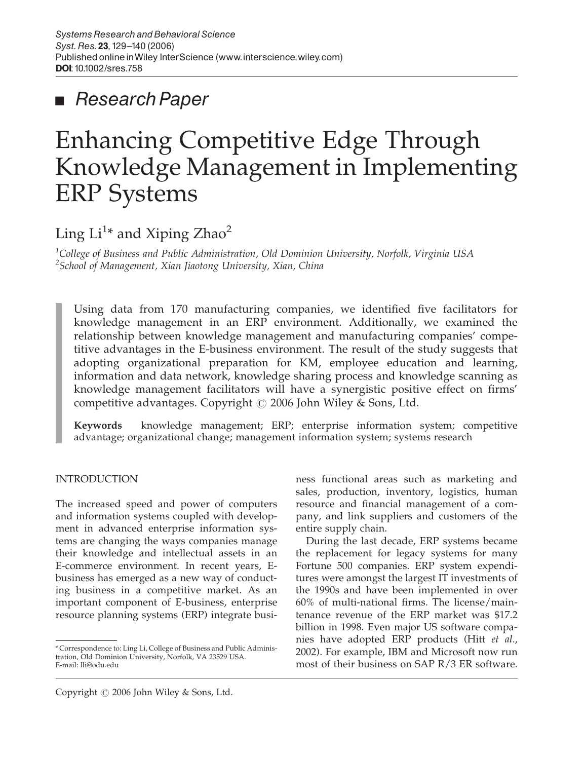■ *Research Paper*

# Enhancing Competitive Edge Through Knowledge Management in Implementing ERP Systems

Ling Li[1]* and Xiping Zhao[2]

[1] *College of Business and Public Administration, Old Dominion University, Norfolk, Virginia USA*
[2] *School of Management, Xian Jiaotong University, Xian, China*

Using data from 170 manufacturing companies, we identified five facilitators for knowledge management in an ERP environment. Additionally, we examined the relationship between knowledge management and manufacturing companies' competitive advantages in the E-business environment. The result of the study suggests that adopting organizational preparation for KM, employee education and learning, information and data network, knowledge sharing process and knowledge scanning as knowledge management facilitators will have a synergistic positive effect on firms' competitive advantages. Copyright © 2006 John Wiley & Sons, Ltd.

**Keywords** knowledge management; ERP; enterprise information system; competitive advantage; organizational change; management information system; systems research

## INTRODUCTION

The increased speed and power of computers and information systems coupled with development in advanced enterprise information systems are changing the ways companies manage their knowledge and intellectual assets in an E-commerce environment. In recent years, E-business has emerged as a new way of conducting business in a competitive market. As an important component of E-business, enterprise resource planning systems (ERP) integrate business functional areas such as marketing and sales, production, inventory, logistics, human resource and financial management of a company, and link suppliers and customers of the entire supply chain.

During the last decade, ERP systems became the replacement for legacy systems for many Fortune 500 companies. ERP system expenditures were amongst the largest IT investments of the 1990s and have been implemented in over 60% of multi-national firms. The license/maintenance revenue of the ERP market was $17.2 billion in 1998. Even major US software companies have adopted ERP products (Hitt *et al.*, 2002). For example, IBM and Microsoft now run most of their business on SAP R/3 ER software.

*Correspondence to: Ling Li, College of Business and Public Administration, Old Dominion University, Norfolk, VA 23529 USA. E-mail: lli@odu.edu

Copyright © 2006 John Wiley & Sons, Ltd.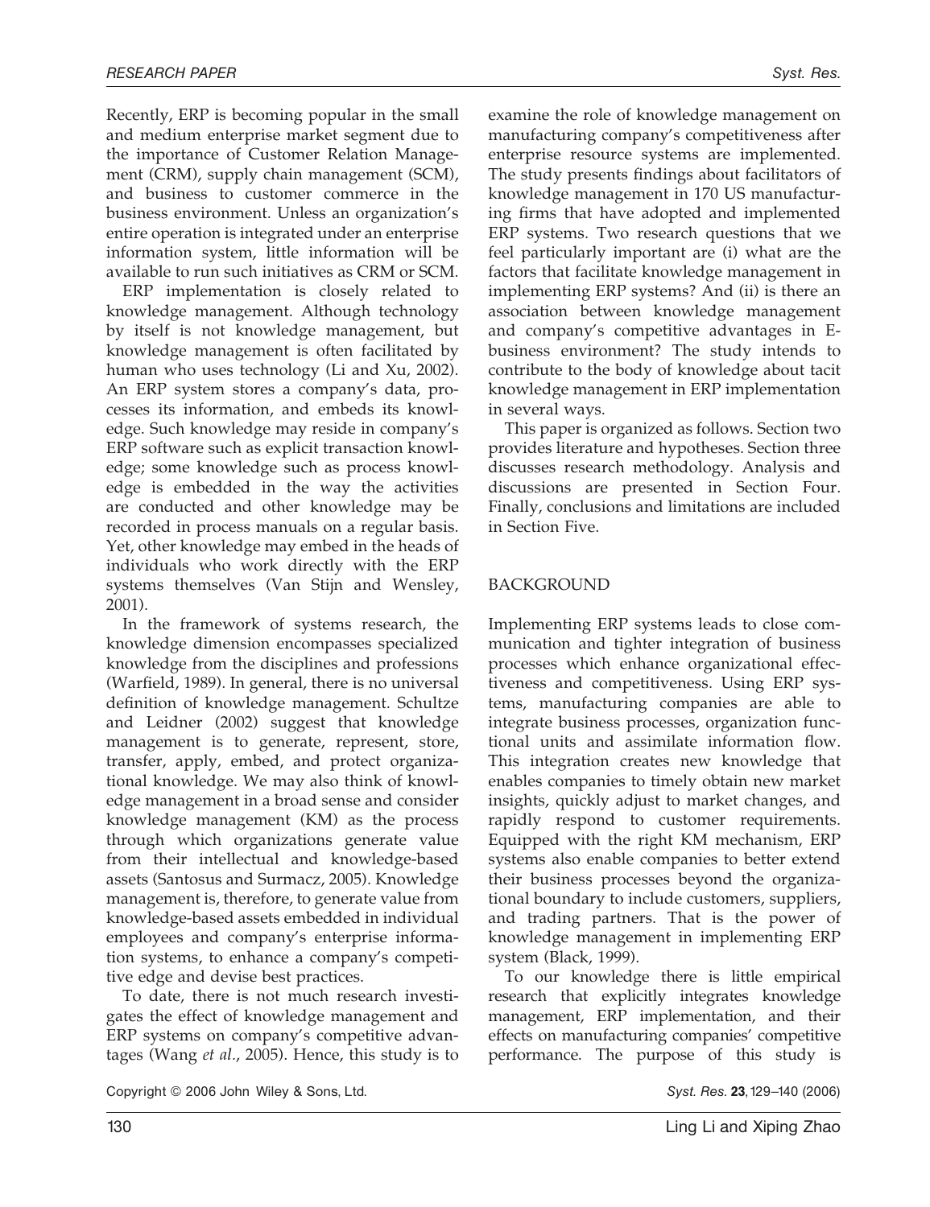Recently, ERP is becoming popular in the small and medium enterprise market segment due to the importance of Customer Relation Management (CRM), supply chain management (SCM), and business to customer commerce in the business environment. Unless an organization's entire operation is integrated under an enterprise information system, little information will be available to run such initiatives as CRM or SCM.

ERP implementation is closely related to knowledge management. Although technology by itself is not knowledge management, but knowledge management is often facilitated by human who uses technology (Li and Xu, 2002). An ERP system stores a company's data, processes its information, and embeds its knowledge. Such knowledge may reside in company's ERP software such as explicit transaction knowledge; some knowledge such as process knowledge is embedded in the way the activities are conducted and other knowledge may be recorded in process manuals on a regular basis. Yet, other knowledge may embed in the heads of individuals who work directly with the ERP systems themselves (Van Stijn and Wensley, 2001).

In the framework of systems research, the knowledge dimension encompasses specialized knowledge from the disciplines and professions (Warfield, 1989). In general, there is no universal definition of knowledge management. Schultze and Leidner (2002) suggest that knowledge management is to generate, represent, store, transfer, apply, embed, and protect organizational knowledge. We may also think of knowledge management in a broad sense and consider knowledge management (KM) as the process through which organizations generate value from their intellectual and knowledge-based assets (Santosus and Surmacz, 2005). Knowledge management is, therefore, to generate value from knowledge-based assets embedded in individual employees and company's enterprise information systems, to enhance a company's competitive edge and devise best practices.

To date, there is not much research investigates the effect of knowledge management and ERP systems on company's competitive advantages (Wang *et al.*, 2005). Hence, this study is to examine the role of knowledge management on manufacturing company's competitiveness after enterprise resource systems are implemented. The study presents findings about facilitators of knowledge management in 170 US manufacturing firms that have adopted and implemented ERP systems. Two research questions that we feel particularly important are (i) what are the factors that facilitate knowledge management in implementing ERP systems? And (ii) is there an association between knowledge management and company's competitive advantages in E-business environment? The study intends to contribute to the body of knowledge about tacit knowledge management in ERP implementation in several ways.

This paper is organized as follows. Section two provides literature and hypotheses. Section three discusses research methodology. Analysis and discussions are presented in Section Four. Finally, conclusions and limitations are included in Section Five.

## BACKGROUND

Implementing ERP systems leads to close communication and tighter integration of business processes which enhance organizational effectiveness and competitiveness. Using ERP systems, manufacturing companies are able to integrate business processes, organization functional units and assimilate information flow. This integration creates new knowledge that enables companies to timely obtain new market insights, quickly adjust to market changes, and rapidly respond to customer requirements. Equipped with the right KM mechanism, ERP systems also enable companies to better extend their business processes beyond the organizational boundary to include customers, suppliers, and trading partners. That is the power of knowledge management in implementing ERP system (Black, 1999).

To our knowledge there is little empirical research that explicitly integrates knowledge management, ERP implementation, and their effects on manufacturing companies' competitive performance. The purpose of this study is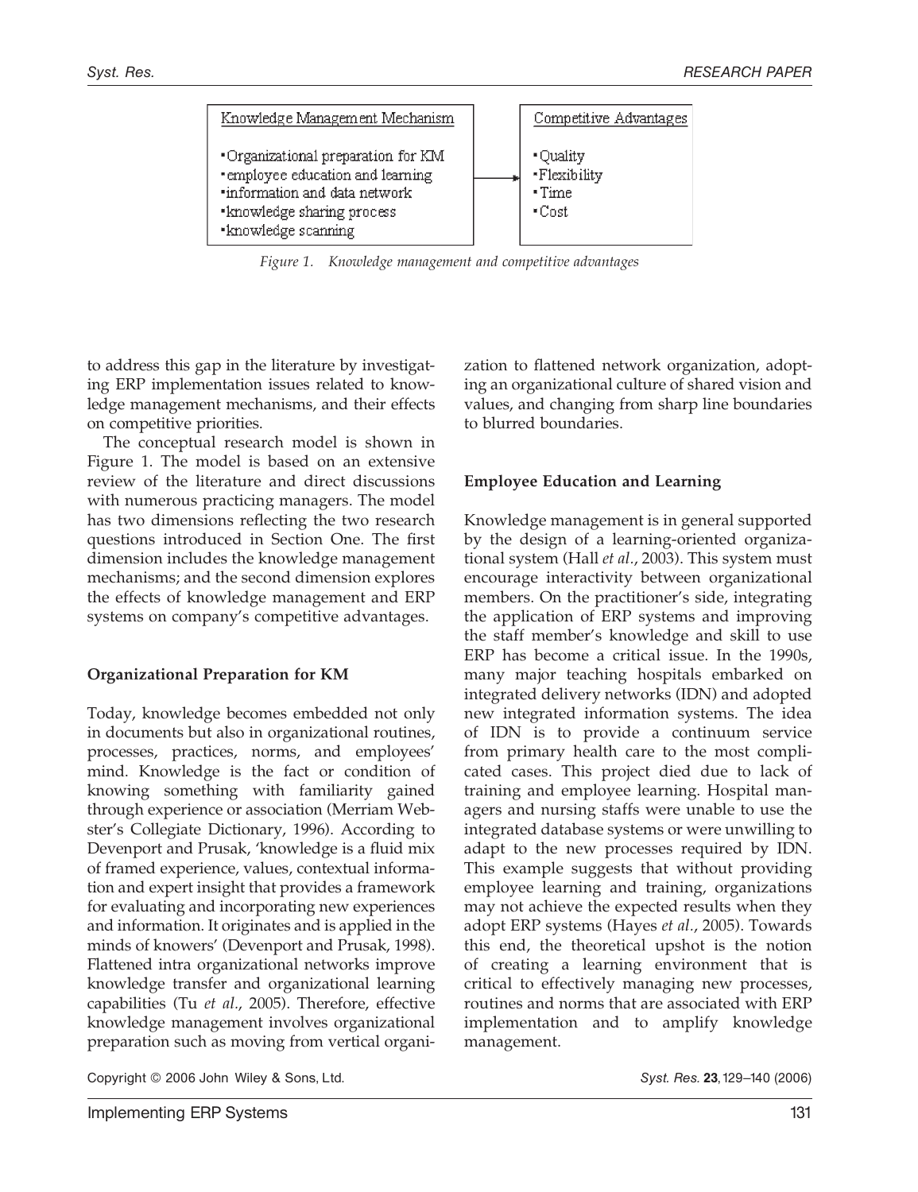Knowledge Management Mechanism

- Organizational preparation for KM
- employee education and learning
- information and data network
- knowledge sharing process
- knowledge scanning

Competitive Advantages

- Quality
- Flexibility
- Time
- Cost

*Figure 1. Knowledge management and competitive advantages*

to address this gap in the literature by investigating ERP implementation issues related to knowledge management mechanisms, and their effects on competitive priorities.

The conceptual research model is shown in Figure 1. The model is based on an extensive review of the literature and direct discussions with numerous practicing managers. The model has two dimensions reflecting the two research questions introduced in Section One. The first dimension includes the knowledge management mechanisms; and the second dimension explores the effects of knowledge management and ERP systems on company's competitive advantages.

### Organizational Preparation for KM

Today, knowledge becomes embedded not only in documents but also in organizational routines, processes, practices, norms, and employees' mind. Knowledge is the fact or condition of knowing something with familiarity gained through experience or association (Merriam Webster's Collegiate Dictionary, 1996). According to Devenport and Prusak, 'knowledge is a fluid mix of framed experience, values, contextual information and expert insight that provides a framework for evaluating and incorporating new experiences and information. It originates and is applied in the minds of knowers' (Devenport and Prusak, 1998). Flattened intra organizational networks improve knowledge transfer and organizational learning capabilities (Tu *et al*., 2005). Therefore, effective knowledge management involves organizational preparation such as moving from vertical organization to flattened network organization, adopting an organizational culture of shared vision and values, and changing from sharp line boundaries to blurred boundaries.

### Employee Education and Learning

Knowledge management is in general supported by the design of a learning-oriented organizational system (Hall *et al.*, 2003). This system must encourage interactivity between organizational members. On the practitioner's side, integrating the application of ERP systems and improving the staff member's knowledge and skill to use ERP has become a critical issue. In the 1990s, many major teaching hospitals embarked on integrated delivery networks (IDN) and adopted new integrated information systems. The idea of IDN is to provide a continuum service from primary health care to the most complicated cases. This project died due to lack of training and employee learning. Hospital managers and nursing staffs were unable to use the integrated database systems or were unwilling to adapt to the new processes required by IDN. This example suggests that without providing employee learning and training, organizations may not achieve the expected results when they adopt ERP systems (Hayes *et al*., 2005). Towards this end, the theoretical upshot is the notion of creating a learning environment that is critical to effectively managing new processes, routines and norms that are associated with ERP implementation and to amplify knowledge management.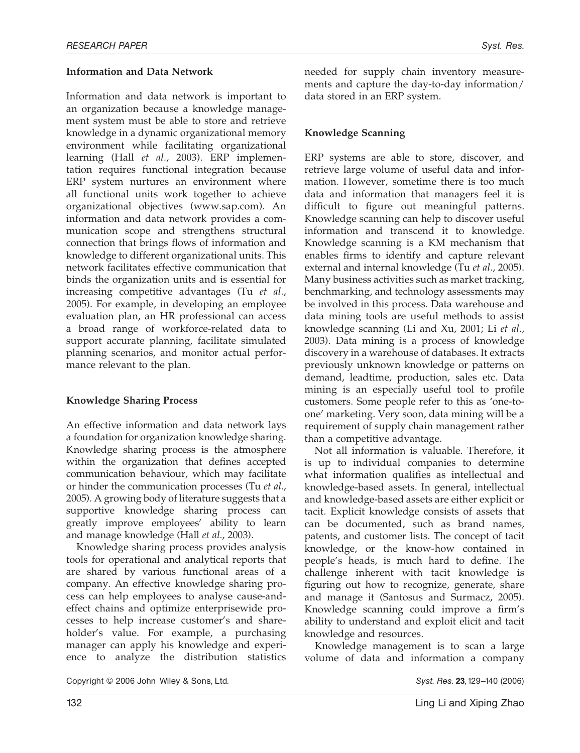### Information and Data Network

Information and data network is important to an organization because a knowledge management system must be able to store and retrieve knowledge in a dynamic organizational memory environment while facilitating organizational learning (Hall *et al*., 2003). ERP implementation requires functional integration because ERP system nurtures an environment where all functional units work together to achieve organizational objectives (www.sap.com). An information and data network provides a communication scope and strengthens structural connection that brings flows of information and knowledge to different organizational units. This network facilitates effective communication that binds the organization units and is essential for increasing competitive advantages (Tu *et al*., 2005). For example, in developing an employee evaluation plan, an HR professional can access a broad range of workforce-related data to support accurate planning, facilitate simulated planning scenarios, and monitor actual performance relevant to the plan.

### Knowledge Sharing Process

An effective information and data network lays a foundation for organization knowledge sharing. Knowledge sharing process is the atmosphere within the organization that defines accepted communication behaviour, which may facilitate or hinder the communication processes (Tu *et al*., 2005). A growing body of literature suggests that a supportive knowledge sharing process can greatly improve employees' ability to learn and manage knowledge (Hall *et al*., 2003).

Knowledge sharing process provides analysis tools for operational and analytical reports that are shared by various functional areas of a company. An effective knowledge sharing process can help employees to analyse cause-and-effect chains and optimize enterprisewide processes to help increase customer's and shareholder's value. For example, a purchasing manager can apply his knowledge and experience to analyze the distribution statistics needed for supply chain inventory measurements and capture the day-to-day information/data stored in an ERP system.

### Knowledge Scanning

ERP systems are able to store, discover, and retrieve large volume of useful data and information. However, sometime there is too much data and information that managers feel it is difficult to figure out meaningful patterns. Knowledge scanning can help to discover useful information and transcend it to knowledge. Knowledge scanning is a KM mechanism that enables firms to identify and capture relevant external and internal knowledge (Tu *et al*., 2005). Many business activities such as market tracking, benchmarking, and technology assessments may be involved in this process. Data warehouse and data mining tools are useful methods to assist knowledge scanning (Li and Xu, 2001; Li *et al*., 2003). Data mining is a process of knowledge discovery in a warehouse of databases. It extracts previously unknown knowledge or patterns on demand, leadtime, production, sales etc. Data mining is an especially useful tool to profile customers. Some people refer to this as 'one-to-one' marketing. Very soon, data mining will be a requirement of supply chain management rather than a competitive advantage.

Not all information is valuable. Therefore, it is up to individual companies to determine what information qualifies as intellectual and knowledge-based assets. In general, intellectual and knowledge-based assets are either explicit or tacit. Explicit knowledge consists of assets that can be documented, such as brand names, patents, and customer lists. The concept of tacit knowledge, or the know-how contained in people's heads, is much hard to define. The challenge inherent with tacit knowledge is figuring out how to recognize, generate, share and manage it (Santosus and Surmacz, 2005). Knowledge scanning could improve a firm's ability to understand and exploit elicit and tacit knowledge and resources.

Knowledge management is to scan a large volume of data and information a company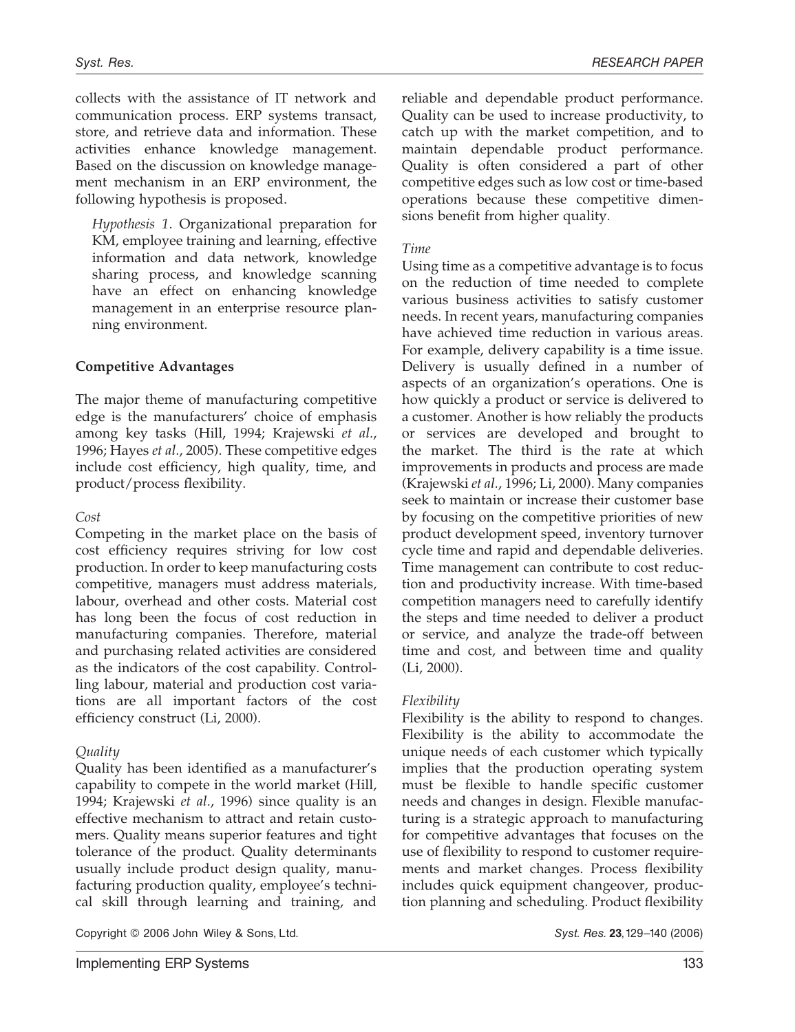collects with the assistance of IT network and communication process. ERP systems transact, store, and retrieve data and information. These activities enhance knowledge management. Based on the discussion on knowledge management mechanism in an ERP environment, the following hypothesis is proposed.

*Hypothesis 1*. Organizational preparation for KM, employee training and learning, effective information and data network, knowledge sharing process, and knowledge scanning have an effect on enhancing knowledge management in an enterprise resource planning environment.

### Competitive Advantages

The major theme of manufacturing competitive edge is the manufacturers' choice of emphasis among key tasks (Hill, 1994; Krajewski *et al.*, 1996; Hayes *et al.*, 2005). These competitive edges include cost efficiency, high quality, time, and product/process flexibility.

#### *Cost*

Competing in the market place on the basis of cost efficiency requires striving for low cost production. In order to keep manufacturing costs competitive, managers must address materials, labour, overhead and other costs. Material cost has long been the focus of cost reduction in manufacturing companies. Therefore, material and purchasing related activities are considered as the indicators of the cost capability. Controlling labour, material and production cost variations are all important factors of the cost efficiency construct (Li, 2000).

#### *Quality*

Quality has been identified as a manufacturer's capability to compete in the world market (Hill, 1994; Krajewski *et al.*, 1996) since quality is an effective mechanism to attract and retain customers. Quality means superior features and tight tolerance of the product. Quality determinants usually include product design quality, manufacturing production quality, employee's technical skill through learning and training, and reliable and dependable product performance. Quality can be used to increase productivity, to catch up with the market competition, and to maintain dependable product performance. Quality is often considered a part of other competitive edges such as low cost or time-based operations because these competitive dimensions benefit from higher quality.

#### *Time*

Using time as a competitive advantage is to focus on the reduction of time needed to complete various business activities to satisfy customer needs. In recent years, manufacturing companies have achieved time reduction in various areas. For example, delivery capability is a time issue. Delivery is usually defined in a number of aspects of an organization's operations. One is how quickly a product or service is delivered to a customer. Another is how reliably the products or services are developed and brought to the market. The third is the rate at which improvements in products and process are made (Krajewski *et al.*, 1996; Li, 2000). Many companies seek to maintain or increase their customer base by focusing on the competitive priorities of new product development speed, inventory turnover cycle time and rapid and dependable deliveries. Time management can contribute to cost reduction and productivity increase. With time-based competition managers need to carefully identify the steps and time needed to deliver a product or service, and analyze the trade-off between time and cost, and between time and quality (Li, 2000).

#### *Flexibility*

Flexibility is the ability to respond to changes. Flexibility is the ability to accommodate the unique needs of each customer which typically implies that the production operating system must be flexible to handle specific customer needs and changes in design. Flexible manufacturing is a strategic approach to manufacturing for competitive advantages that focuses on the use of flexibility to respond to customer requirements and market changes. Process flexibility includes quick equipment changeover, production planning and scheduling. Product flexibility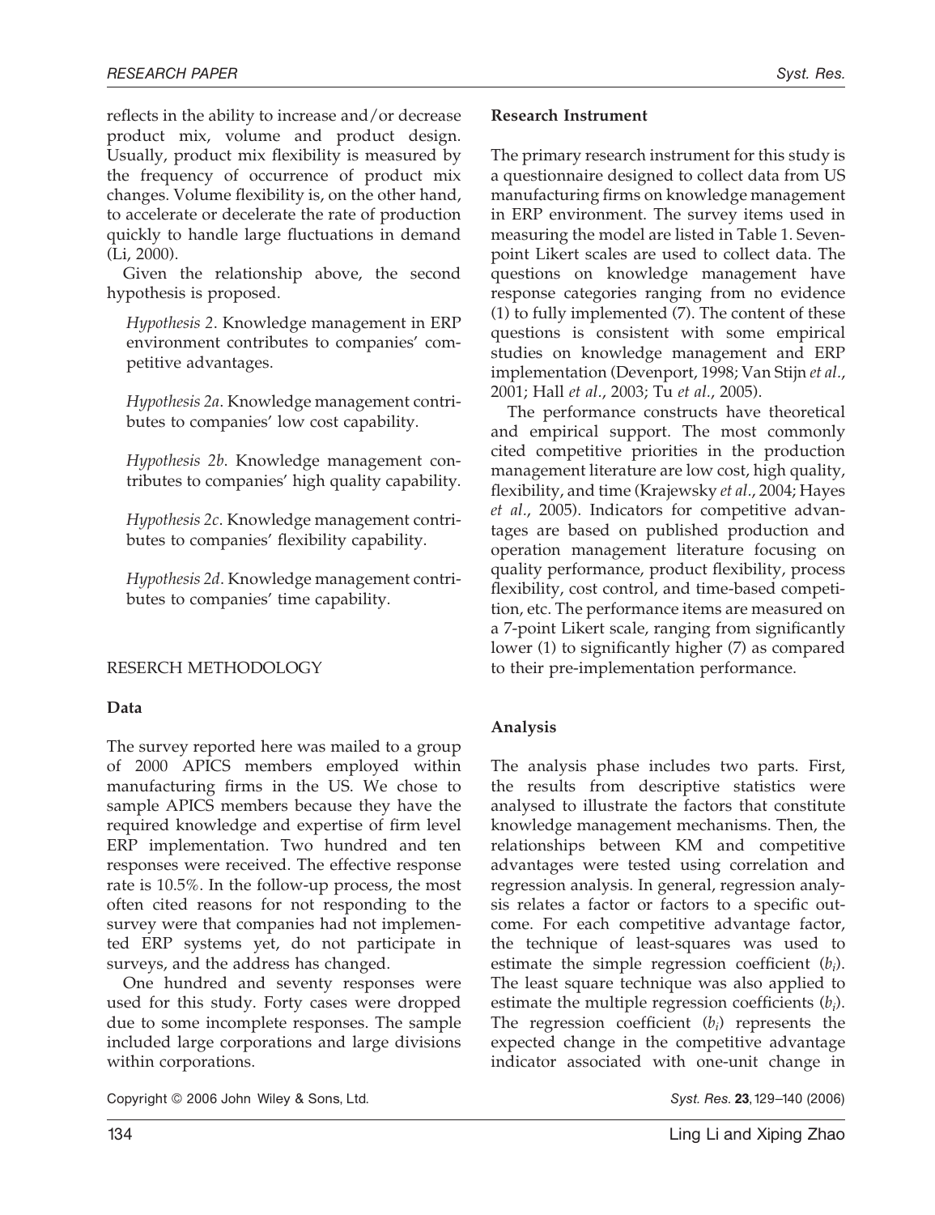reflects in the ability to increase and/or decrease product mix, volume and product design. Usually, product mix flexibility is measured by the frequency of occurrence of product mix changes. Volume flexibility is, on the other hand, to accelerate or decelerate the rate of production quickly to handle large fluctuations in demand (Li, 2000).

Given the relationship above, the second hypothesis is proposed.

*Hypothesis 2*. Knowledge management in ERP environment contributes to companies' competitive advantages.

*Hypothesis 2a*. Knowledge management contributes to companies' low cost capability.

*Hypothesis 2b*. Knowledge management contributes to companies' high quality capability.

*Hypothesis 2c*. Knowledge management contributes to companies' flexibility capability.

*Hypothesis 2d*. Knowledge management contributes to companies' time capability.

## RESERCH METHODOLOGY

### Data

The survey reported here was mailed to a group of 2000 APICS members employed within manufacturing firms in the US. We chose to sample APICS members because they have the required knowledge and expertise of firm level ERP implementation. Two hundred and ten responses were received. The effective response rate is 10.5%. In the follow-up process, the most often cited reasons for not responding to the survey were that companies had not implemented ERP systems yet, do not participate in surveys, and the address has changed.

One hundred and seventy responses were used for this study. Forty cases were dropped due to some incomplete responses. The sample included large corporations and large divisions within corporations.

### Research Instrument

The primary research instrument for this study is a questionnaire designed to collect data from US manufacturing firms on knowledge management in ERP environment. The survey items used in measuring the model are listed in Table 1. Seven-point Likert scales are used to collect data. The questions on knowledge management have response categories ranging from no evidence (1) to fully implemented (7). The content of these questions is consistent with some empirical studies on knowledge management and ERP implementation (Devenport, 1998; Van Stijn *et al.*, 2001; Hall *et al.*, 2003; Tu *et al.*, 2005).

The performance constructs have theoretical and empirical support. The most commonly cited competitive priorities in the production management literature are low cost, high quality, flexibility, and time (Krajewsky *et al.*, 2004; Hayes *et al.*, 2005). Indicators for competitive advantages are based on published production and operation management literature focusing on quality performance, product flexibility, process flexibility, cost control, and time-based competition, etc. The performance items are measured on a 7-point Likert scale, ranging from significantly lower (1) to significantly higher (7) as compared to their pre-implementation performance.

### Analysis

The analysis phase includes two parts. First, the results from descriptive statistics were analysed to illustrate the factors that constitute knowledge management mechanisms. Then, the relationships between KM and competitive advantages were tested using correlation and regression analysis. In general, regression analysis relates a factor or factors to a specific outcome. For each competitive advantage factor, the technique of least-squares was used to estimate the simple regression coefficient ($b_i$). The least square technique was also applied to estimate the multiple regression coefficients ($b_i$). The regression coefficient ($b_i$) represents the expected change in the competitive advantage indicator associated with one-unit change in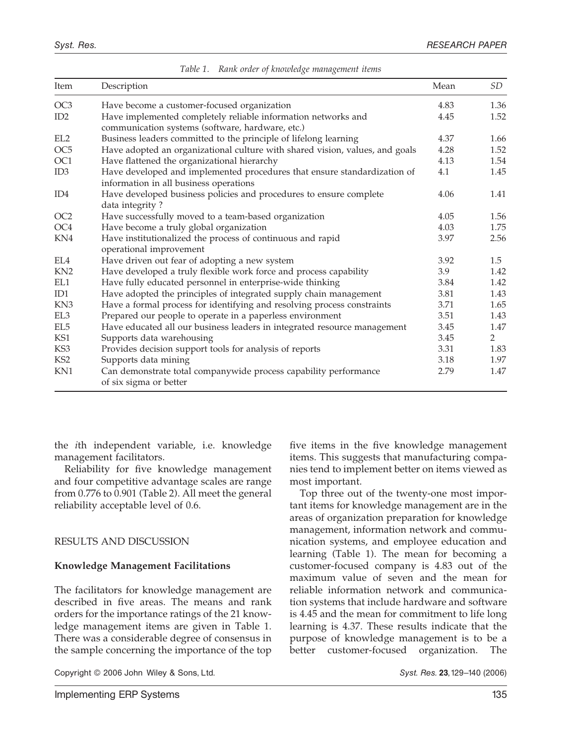Table 1. Rank order of knowledge management items

| Item | Description | Mean | *SD* |
|---|---|---|---|
| OC3 | Have become a customer-focused organization | 4.83 | 1.36 |
| ID2 | Have implemented completely reliable information networks and communication systems (software, hardware, etc.) | 4.45 | 1.52 |
| EL2 | Business leaders committed to the principle of lifelong learning | 4.37 | 1.66 |
| OC5 | Have adopted an organizational culture with shared vision, values, and goals | 4.28 | 1.52 |
| OC1 | Have flattened the organizational hierarchy | 4.13 | 1.54 |
| ID3 | Have developed and implemented procedures that ensure standardization of information in all business operations | 4.1 | 1.45 |
| ID4 | Have developed business policies and procedures to ensure complete data integrity ? | 4.06 | 1.41 |
| OC2 | Have successfully moved to a team-based organization | 4.05 | 1.56 |
| OC4 | Have become a truly global organization | 4.03 | 1.75 |
| KN4 | Have institutionalized the process of continuous and rapid operational improvement | 3.97 | 2.56 |
| EL4 | Have driven out fear of adopting a new system | 3.92 | 1.5 |
| KN2 | Have developed a truly flexible work force and process capability | 3.9 | 1.42 |
| EL1 | Have fully educated personnel in enterprise-wide thinking | 3.84 | 1.42 |
| ID1 | Have adopted the principles of integrated supply chain management | 3.81 | 1.43 |
| KN3 | Have a formal process for identifying and resolving process constraints | 3.71 | 1.65 |
| EL3 | Prepared our people to operate in a paperless environment | 3.51 | 1.43 |
| EL5 | Have educated all our business leaders in integrated resource management | 3.45 | 1.47 |
| KS1 | Supports data warehousing | 3.45 | 2 |
| KS3 | Provides decision support tools for analysis of reports | 3.31 | 1.83 |
| KS2 | Supports data mining | 3.18 | 1.97 |
| KN1 | Can demonstrate total companywide process capability performance of six sigma or better | 2.79 | 1.47 |

the *i*th independent variable, i.e. knowledge management facilitators.

Reliability for five knowledge management and four competitive advantage scales are range from 0.776 to 0.901 (Table 2). All meet the general reliability acceptable level of 0.6.

## RESULTS AND DISCUSSION

### Knowledge Management Facilitations

The facilitators for knowledge management are described in five areas. The means and rank orders for the importance ratings of the 21 knowledge management items are given in Table 1. There was a considerable degree of consensus in the sample concerning the importance of the top five items in the five knowledge management items. This suggests that manufacturing companies tend to implement better on items viewed as most important.

Top three out of the twenty-one most important items for knowledge management are in the areas of organization preparation for knowledge management, information network and communication systems, and employee education and learning (Table 1). The mean for becoming a customer-focused company is 4.83 out of the maximum value of seven and the mean for reliable information network and communication systems that include hardware and software is 4.45 and the mean for commitment to life long learning is 4.37. These results indicate that the purpose of knowledge management is to be a better customer-focused organization. The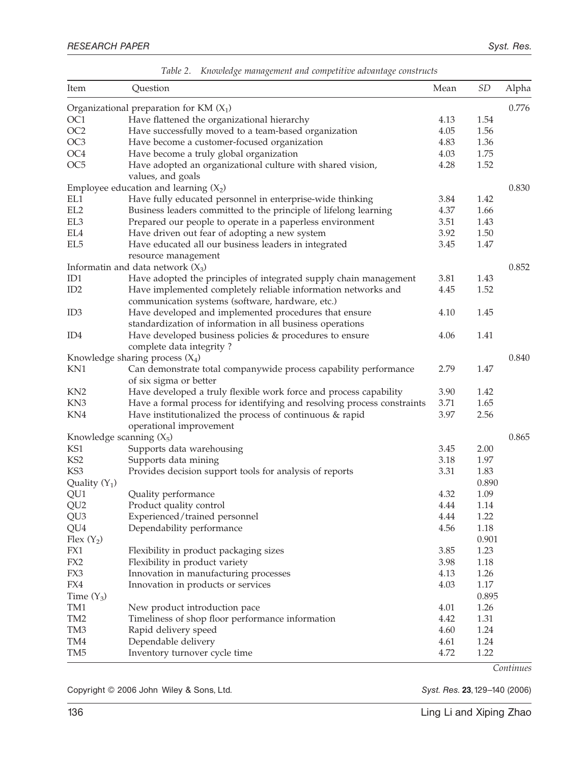Table 2. Knowledge management and competitive advantage constructs

| Item | Question | Mean | SD | Alpha |
|---|---|---|---|---|
| Organizational preparation for KM ($X_1$) | | | | 0.776 |
| OC1 | Have flattened the organizational hierarchy | 4.13 | 1.54 | |
| OC2 | Have successfully moved to a team-based organization | 4.05 | 1.56 | |
| OC3 | Have become a customer-focused organization | 4.83 | 1.36 | |
| OC4 | Have become a truly global organization | 4.03 | 1.75 | |
| OC5 | Have adopted an organizational culture with shared vision, values, and goals | 4.28 | 1.52 | |
| Employee education and learning ($X_2$) | | | | 0.830 |
| EL1 | Have fully educated personnel in enterprise-wide thinking | 3.84 | 1.42 | |
| EL2 | Business leaders committed to the principle of lifelong learning | 4.37 | 1.66 | |
| EL3 | Prepared our people to operate in a paperless environment | 3.51 | 1.43 | |
| EL4 | Have driven out fear of adopting a new system | 3.92 | 1.50 | |
| EL5 | Have educated all our business leaders in integrated resource management | 3.45 | 1.47 | |
| Informatin and data network ($X_3$) | | | | 0.852 |
| ID1 | Have adopted the principles of integrated supply chain management | 3.81 | 1.43 | |
| ID2 | Have implemented completely reliable information networks and communication systems (software, hardware, etc.) | 4.45 | 1.52 | |
| ID3 | Have developed and implemented procedures that ensure standardization of information in all business operations | 4.10 | 1.45 | |
| ID4 | Have developed business policies & procedures to ensure complete data integrity ? | 4.06 | 1.41 | |
| Knowledge sharing process ($X_4$) | | | | 0.840 |
| KN1 | Can demonstrate total companywide process capability performance of six sigma or better | 2.79 | 1.47 | |
| KN2 | Have developed a truly flexible work force and process capability | 3.90 | 1.42 | |
| KN3 | Have a formal process for identifying and resolving process constraints | 3.71 | 1.65 | |
| KN4 | Have institutionalized the process of continuous & rapid operational improvement | 3.97 | 2.56 | |
| Knowledge scanning ($X_5$) | | | | 0.865 |
| KS1 | Supports data warehousing | 3.45 | 2.00 | |
| KS2 | Supports data mining | 3.18 | 1.97 | |
| KS3 | Provides decision support tools for analysis of reports | 3.31 | 1.83 | |
| Quality ($Y_1$) | | | 0.890 | |
| QU1 | Quality performance | 4.32 | 1.09 | |
| QU2 | Product quality control | 4.44 | 1.14 | |
| QU3 | Experienced/trained personnel | 4.44 | 1.22 | |
| QU4 | Dependability performance | 4.56 | 1.18 | |
| Flex ($Y_2$) | | | 0.901 | |
| FX1 | Flexibility in product packaging sizes | 3.85 | 1.23 | |
| FX2 | Flexibility in product variety | 3.98 | 1.18 | |
| FX3 | Innovation in manufacturing processes | 4.13 | 1.26 | |
| FX4 | Innovation in products or services | 4.03 | 1.17 | |
| Time ($Y_3$) | | | 0.895 | |
| TM1 | New product introduction pace | 4.01 | 1.26 | |
| TM2 | Timeliness of shop floor performance information | 4.42 | 1.31 | |
| TM3 | Rapid delivery speed | 4.60 | 1.24 | |
| TM4 | Dependable delivery | 4.61 | 1.24 | |
| TM5 | Inventory turnover cycle time | 4.72 | 1.22 | |

*Continues*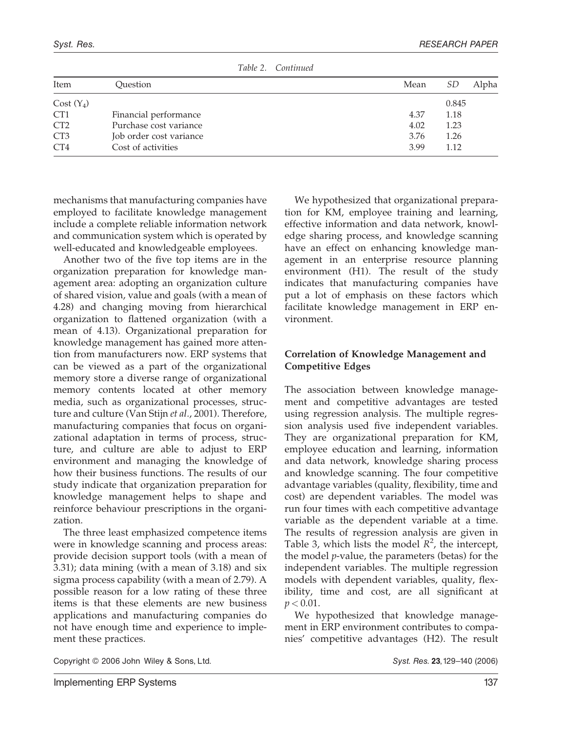Table 2. Continued

| Item | Question | Mean | *SD* | Alpha |
|---|---|---|---|---|
| Cost ($Y_4$) | | | 0.845 | |
| CT1 | Financial performance | 4.37 | 1.18 | |
| CT2 | Purchase cost variance | 4.02 | 1.23 | |
| CT3 | Job order cost variance | 3.76 | 1.26 | |
| CT4 | Cost of activities | 3.99 | 1.12 | |

mechanisms that manufacturing companies have employed to facilitate knowledge management include a complete reliable information network and communication system which is operated by well-educated and knowledgeable employees.

Another two of the five top items are in the organization preparation for knowledge management area: adopting an organization culture of shared vision, value and goals (with a mean of 4.28) and changing moving from hierarchical organization to flattened organization (with a mean of 4.13). Organizational preparation for knowledge management has gained more attention from manufacturers now. ERP systems that can be viewed as a part of the organizational memory store a diverse range of organizational memory contents located at other memory media, such as organizational processes, structure and culture (Van Stijn *et al*., 2001). Therefore, manufacturing companies that focus on organizational adaptation in terms of process, structure, and culture are able to adjust to ERP environment and managing the knowledge of how their business functions. The results of our study indicate that organization preparation for knowledge management helps to shape and reinforce behaviour prescriptions in the organization.

The three least emphasized competence items were in knowledge scanning and process areas: provide decision support tools (with a mean of 3.31); data mining (with a mean of 3.18) and six sigma process capability (with a mean of 2.79). A possible reason for a low rating of these three items is that these elements are new business applications and manufacturing companies do not have enough time and experience to implement these practices.

We hypothesized that organizational preparation for KM, employee training and learning, effective information and data network, knowledge sharing process, and knowledge scanning have an effect on enhancing knowledge management in an enterprise resource planning environment (H1). The result of the study indicates that manufacturing companies have put a lot of emphasis on these factors which facilitate knowledge management in ERP environment.

### Correlation of Knowledge Management and Competitive Edges

The association between knowledge management and competitive advantages are tested using regression analysis. The multiple regression analysis used five independent variables. They are organizational preparation for KM, employee education and learning, information and data network, knowledge sharing process and knowledge scanning. The four competitive advantage variables (quality, flexibility, time and cost) are dependent variables. The model was run four times with each competitive advantage variable as the dependent variable at a time. The results of regression analysis are given in Table 3, which lists the model $R^2$, the intercept, the model *p*-value, the parameters (betas) for the independent variables. The multiple regression models with dependent variables, quality, flexibility, time and cost, are all significant at $p < 0.01$.

We hypothesized that knowledge management in ERP environment contributes to companies' competitive advantages (H2). The result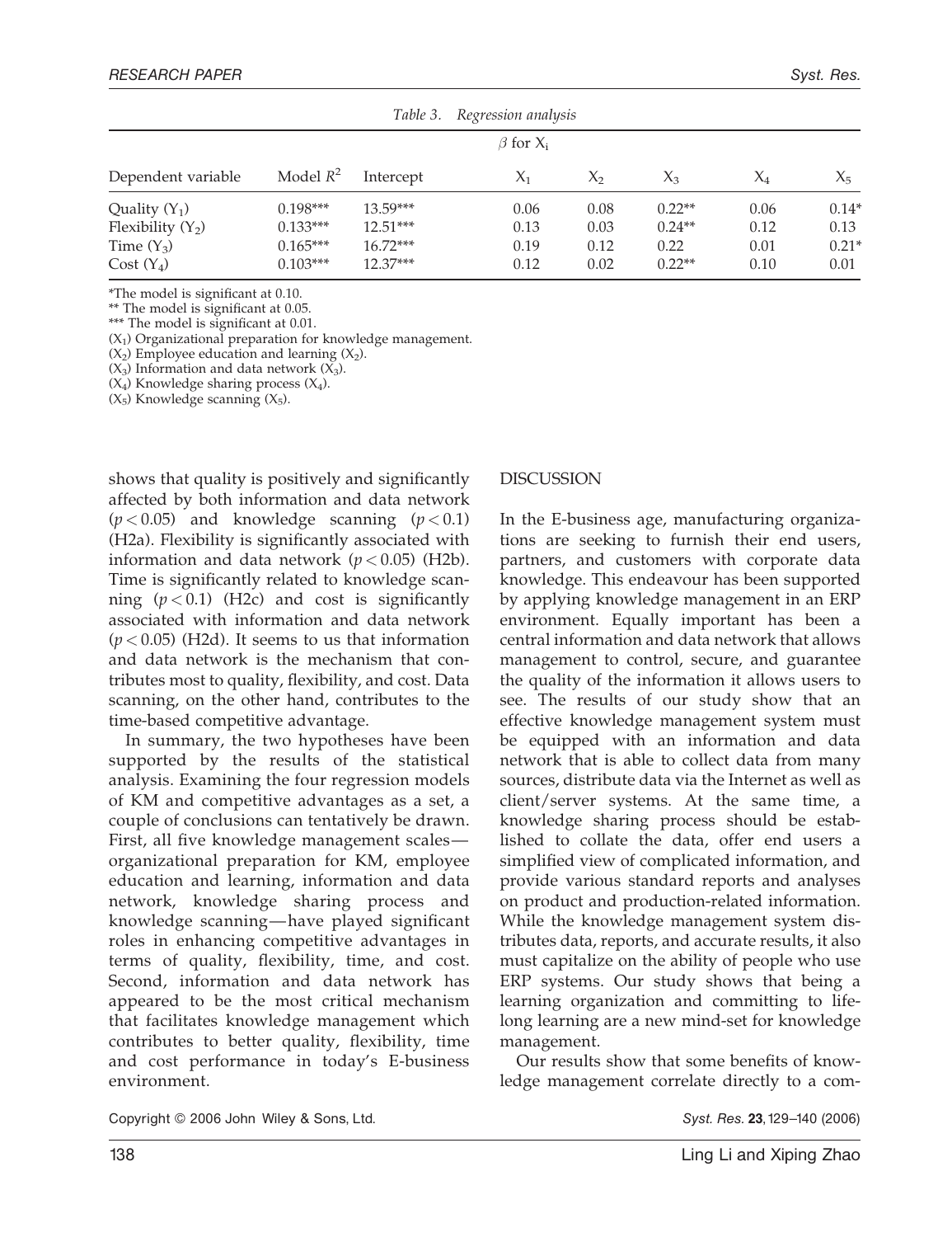Table 3. Regression analysis

| Dependent variable | Model $R^2$ | Intercept | $\beta$ for $X_i$ | | | | |
|---|---|---|---|---|---|---|---|
| | | | $X_1$ | $X_2$ | $X_3$ | $X_4$ | $X_5$ |
| Quality ($Y_1$) | 0.198*** | 13.59*** | 0.06 | 0.08 | 0.22** | 0.06 | 0.14* |
| Flexibility ($Y_2$) | 0.133*** | 12.51*** | 0.13 | 0.03 | 0.24** | 0.12 | 0.13 |
| Time ($Y_3$) | 0.165*** | 16.72*** | 0.19 | 0.12 | 0.22 | 0.01 | 0.21* |
| Cost ($Y_4$) | 0.103*** | 12.37*** | 0.12 | 0.02 | 0.22** | 0.10 | 0.01 |

*The model is significant at 0.10.
** The model is significant at 0.05.
*** The model is significant at 0.01.
($X_1$) Organizational preparation for knowledge management.
($X_2$) Employee education and learning ($X_2$).
($X_3$) Information and data network ($X_3$).
($X_4$) Knowledge sharing process ($X_4$).
($X_5$) Knowledge scanning ($X_5$).

shows that quality is positively and significantly affected by both information and data network ($p < 0.05$) and knowledge scanning ($p < 0.1$) (H2a). Flexibility is significantly associated with information and data network ($p < 0.05$) (H2b). Time is significantly related to knowledge scanning ($p < 0.1$) (H2c) and cost is significantly associated with information and data network ($p < 0.05$) (H2d). It seems to us that information and data network is the mechanism that contributes most to quality, flexibility, and cost. Data scanning, on the other hand, contributes to the time-based competitive advantage.

In summary, the two hypotheses have been supported by the results of the statistical analysis. Examining the four regression models of KM and competitive advantages as a set, a couple of conclusions can tentatively be drawn. First, all five knowledge management scales—organizational preparation for KM, employee education and learning, information and data network, knowledge sharing process and knowledge scanning—have played significant roles in enhancing competitive advantages in terms of quality, flexibility, time, and cost. Second, information and data network has appeared to be the most critical mechanism that facilitates knowledge management which contributes to better quality, flexibility, time and cost performance in today's E-business environment.

## DISCUSSION

In the E-business age, manufacturing organizations are seeking to furnish their end users, partners, and customers with corporate data knowledge. This endeavour has been supported by applying knowledge management in an ERP environment. Equally important has been a central information and data network that allows management to control, secure, and guarantee the quality of the information it allows users to see. The results of our study show that an effective knowledge management system must be equipped with an information and data network that is able to collect data from many sources, distribute data via the Internet as well as client/server systems. At the same time, a knowledge sharing process should be established to collate the data, offer end users a simplified view of complicated information, and provide various standard reports and analyses on product and production-related information. While the knowledge management system distributes data, reports, and accurate results, it also must capitalize on the ability of people who use ERP systems. Our study shows that being a learning organization and committing to lifelong learning are a new mind-set for knowledge management.

Our results show that some benefits of knowledge management correlate directly to a com-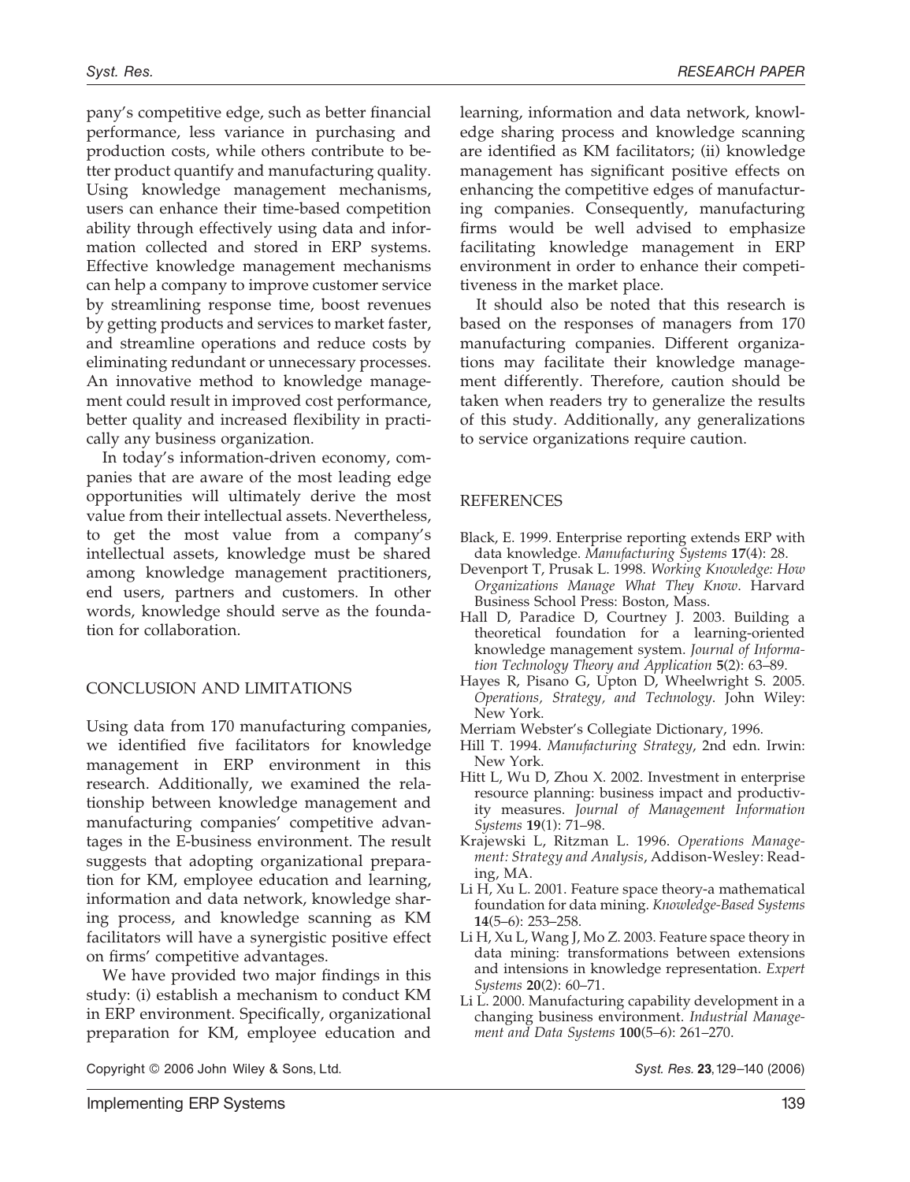pany's competitive edge, such as better financial performance, less variance in purchasing and production costs, while others contribute to better product quantify and manufacturing quality. Using knowledge management mechanisms, users can enhance their time-based competition ability through effectively using data and information collected and stored in ERP systems. Effective knowledge management mechanisms can help a company to improve customer service by streamlining response time, boost revenues by getting products and services to market faster, and streamline operations and reduce costs by eliminating redundant or unnecessary processes. An innovative method to knowledge management could result in improved cost performance, better quality and increased flexibility in practically any business organization.

In today's information-driven economy, companies that are aware of the most leading edge opportunities will ultimately derive the most value from their intellectual assets. Nevertheless, to get the most value from a company's intellectual assets, knowledge must be shared among knowledge management practitioners, end users, partners and customers. In other words, knowledge should serve as the foundation for collaboration.

## CONCLUSION AND LIMITATIONS

Using data from 170 manufacturing companies, we identified five facilitators for knowledge management in ERP environment in this research. Additionally, we examined the relationship between knowledge management and manufacturing companies' competitive advantages in the E-business environment. The result suggests that adopting organizational preparation for KM, employee education and learning, information and data network, knowledge sharing process, and knowledge scanning as KM facilitators will have a synergistic positive effect on firms' competitive advantages.

We have provided two major findings in this study: (i) establish a mechanism to conduct KM in ERP environment. Specifically, organizational preparation for KM, employee education and learning, information and data network, knowledge sharing process and knowledge scanning are identified as KM facilitators; (ii) knowledge management has significant positive effects on enhancing the competitive edges of manufacturing companies. Consequently, manufacturing firms would be well advised to emphasize facilitating knowledge management in ERP environment in order to enhance their competitiveness in the market place.

It should also be noted that this research is based on the responses of managers from 170 manufacturing companies. Different organizations may facilitate their knowledge management differently. Therefore, caution should be taken when readers try to generalize the results of this study. Additionally, any generalizations to service organizations require caution.

## REFERENCES

Black, E. 1999. Enterprise reporting extends ERP with data knowledge. *Manufacturing Systems* **17**(4): 28.

Devenport T, Prusak L. 1998. *Working Knowledge: How Organizations Manage What They Know*. Harvard Business School Press: Boston, Mass.

Hall D, Paradice D, Courtney J. 2003. Building a theoretical foundation for a learning-oriented knowledge management system. *Journal of Information Technology Theory and Application* **5**(2): 63–89.

Hayes R, Pisano G, Upton D, Wheelwright S. 2005. *Operations, Strategy, and Technology*. John Wiley: New York.

Merriam Webster's Collegiate Dictionary, 1996.

Hill T. 1994. *Manufacturing Strategy*, 2nd edn. Irwin: New York.

Hitt L, Wu D, Zhou X. 2002. Investment in enterprise resource planning: business impact and productivity measures. *Journal of Management Information Systems* **19**(1): 71–98.

Krajewski L, Ritzman L. 1996. *Operations Management: Strategy and Analysis*, Addison-Wesley: Reading, MA.

Li H, Xu L. 2001. Feature space theory-a mathematical foundation for data mining. *Knowledge-Based Systems* **14**(5–6): 253–258.

Li H, Xu L, Wang J, Mo Z. 2003. Feature space theory in data mining: transformations between extensions and intensions in knowledge representation. *Expert Systems* **20**(2): 60–71.

Li L. 2000. Manufacturing capability development in a changing business environment. *Industrial Management and Data Systems* **100**(5–6): 261–270.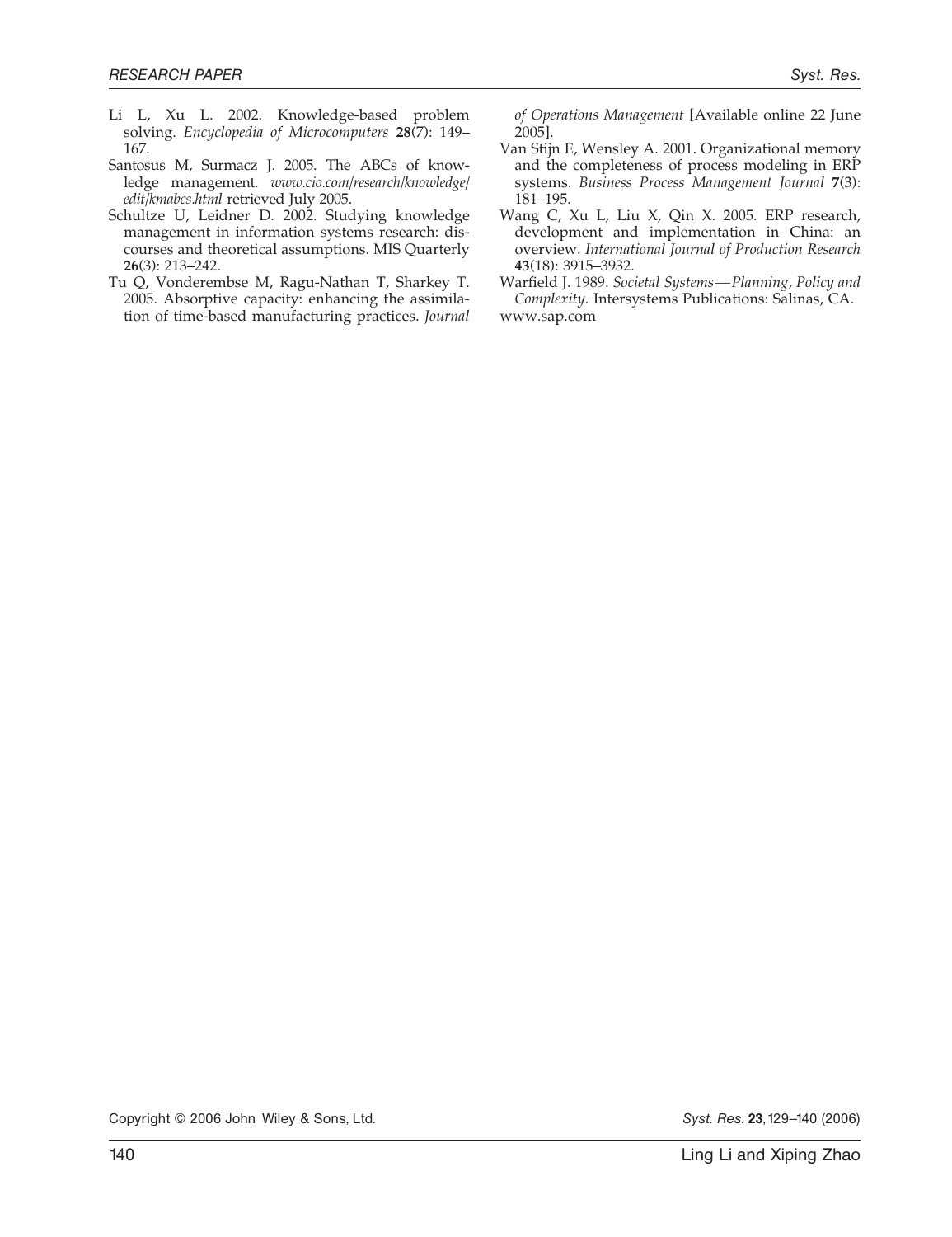Li L, Xu L. 2002. Knowledge-based problem solving. *Encyclopedia of Microcomputers* **28**(7): 149–167.

Santosus M, Surmacz J. 2005. The ABCs of knowledge management. *www.cio.com/research/knowledge/edit/kmabcs.html* retrieved July 2005.

Schultze U, Leidner D. 2002. Studying knowledge management in information systems research: discourses and theoretical assumptions. MIS Quarterly **26**(3): 213–242.

Tu Q, Vonderembse M, Ragu-Nathan T, Sharkey T. 2005. Absorptive capacity: enhancing the assimilation of time-based manufacturing practices. *Journal of Operations Management* [Available online 22 June 2005].

Van Stijn E, Wensley A. 2001. Organizational memory and the completeness of process modeling in ERP systems. *Business Process Management Journal* **7**(3): 181–195.

Wang C, Xu L, Liu X, Qin X. 2005. ERP research, development and implementation in China: an overview. *International Journal of Production Research* **43**(18): 3915–3932.

Warfield J. 1989. *Societal Systems—Planning, Policy and Complexity*. Intersystems Publications: Salinas, CA.

www.sap.com